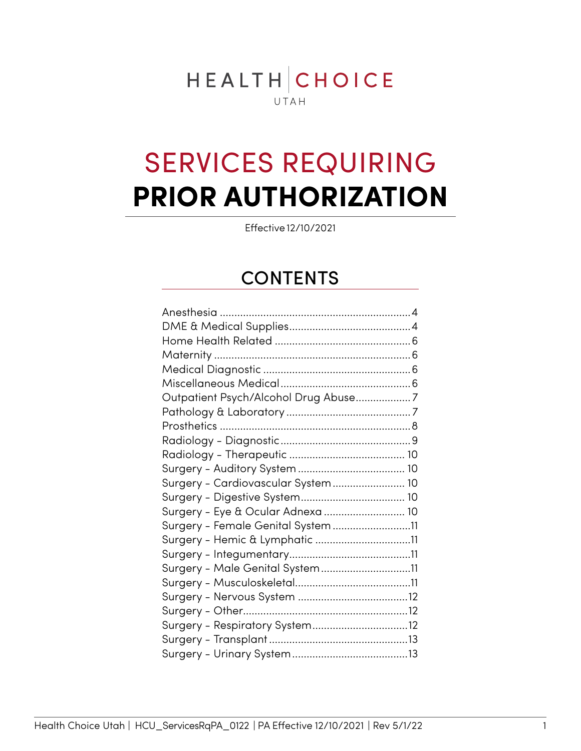HEALTH | CHOICE

UTAH

# SERVICES REQUIRING **PRIOR AUTHORIZATION**

Effective 12/10/2021

## CONTENTS

| | |
|---|---|
| Anesthesia | 4 |
| DME & Medical Supplies | 4 |
| Home Health Related | 6 |
| Maternity | 6 |
| Medical Diagnostic | 6 |
| Miscellaneous Medical | 6 |
| Outpatient Psych/Alcohol Drug Abuse | 7 |
| Pathology & Laboratory | 7 |
| Prosthetics | 8 |
| Radiology - Diagnostic | 9 |
| Radiology - Therapeutic | 10 |
| Surgery - Auditory System | 10 |
| Surgery - Cardiovascular System | 10 |
| Surgery - Digestive System | 10 |
| Surgery - Eye & Ocular Adnexa | 10 |
| Surgery - Female Genital System | 11 |
| Surgery - Hemic & Lymphatic | 11 |
| Surgery - Integumentary | 11 |
| Surgery - Male Genital System | 11 |
| Surgery - Musculoskeletal | 11 |
| Surgery - Nervous System | 12 |
| Surgery - Other | 12 |
| Surgery - Respiratory System | 12 |
| Surgery - Transplant | 13 |
| Surgery - Urinary System | 13 |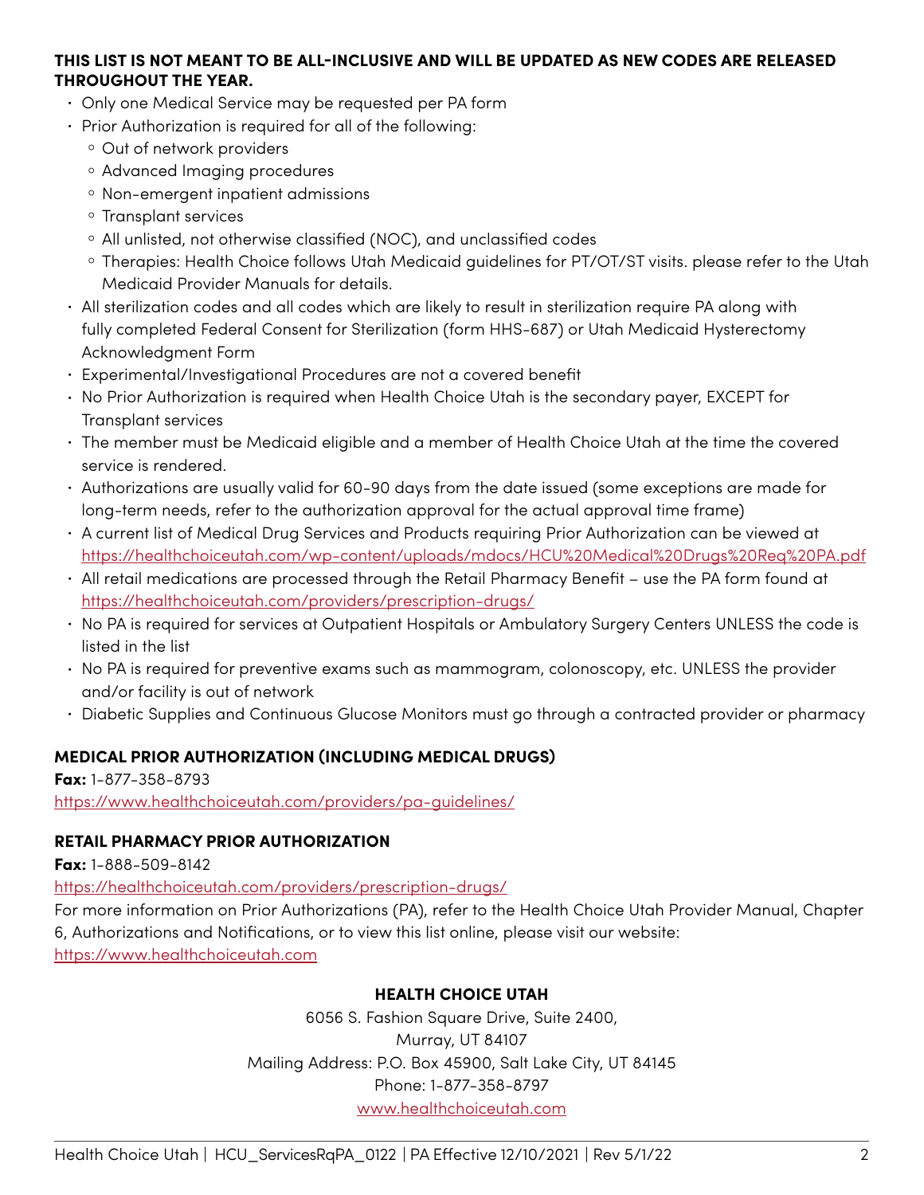**THIS LIST IS NOT MEANT TO BE ALL-INCLUSIVE AND WILL BE UPDATED AS NEW CODES ARE RELEASED THROUGHOUT THE YEAR.**

- Only one Medical Service may be requested per PA form
- Prior Authorization is required for all of the following:
  - Out of network providers
  - Advanced Imaging procedures
  - Non-emergent inpatient admissions
  - Transplant services
  - All unlisted, not otherwise classified (NOC), and unclassified codes
  - Therapies: Health Choice follows Utah Medicaid guidelines for PT/OT/ST visits. please refer to the Utah Medicaid Provider Manuals for details.
- All sterilization codes and all codes which are likely to result in sterilization require PA along with fully completed Federal Consent for Sterilization (form HHS-687) or Utah Medicaid Hysterectomy Acknowledgment Form
- Experimental/Investigational Procedures are not a covered benefit
- No Prior Authorization is required when Health Choice Utah is the secondary payer, EXCEPT for Transplant services
- The member must be Medicaid eligible and a member of Health Choice Utah at the time the covered service is rendered.
- Authorizations are usually valid for 60-90 days from the date issued (some exceptions are made for long-term needs, refer to the authorization approval for the actual approval time frame)
- A current list of Medical Drug Services and Products requiring Prior Authorization can be viewed at https://healthchoiceutah.com/wp-content/uploads/mdocs/HCU%20Medical%20Drugs%20Req%20PA.pdf
- All retail medications are processed through the Retail Pharmacy Benefit – use the PA form found at https://healthchoiceutah.com/providers/prescription-drugs/
- No PA is required for services at Outpatient Hospitals or Ambulatory Surgery Centers UNLESS the code is listed in the list
- No PA is required for preventive exams such as mammogram, colonoscopy, etc. UNLESS the provider and/or facility is out of network
- Diabetic Supplies and Continuous Glucose Monitors must go through a contracted provider or pharmacy

## MEDICAL PRIOR AUTHORIZATION (INCLUDING MEDICAL DRUGS)

**Fax:** 1-877-358-8793

https://www.healthchoiceutah.com/providers/pa-guidelines/

## RETAIL PHARMACY PRIOR AUTHORIZATION

**Fax:** 1-888-509-8142

https://healthchoiceutah.com/providers/prescription-drugs/

For more information on Prior Authorizations (PA), refer to the Health Choice Utah Provider Manual, Chapter 6, Authorizations and Notifications, or to view this list online, please visit our website: https://www.healthchoiceutah.com

**HEALTH CHOICE UTAH**

6056 S. Fashion Square Drive, Suite 2400,
Murray, UT 84107
Mailing Address: P.O. Box 45900, Salt Lake City, UT 84145
Phone: 1-877-358-8797
www.healthchoiceutah.com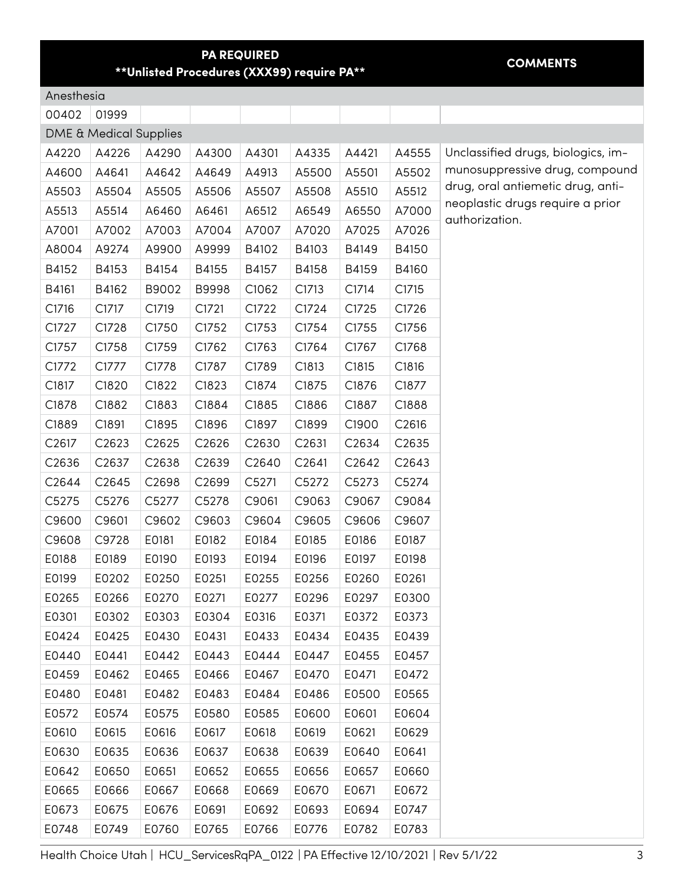| PA REQUIRED **Unlisted Procedures (XXX99) require PA** | | | | | | | | COMMENTS |
|---|---|---|---|---|---|---|---|---|
| Anesthesia | | | | | | | | |
| 00402 | 01999 | | | | | | | |
| DME & Medical Supplies | | | | | | | | |
| A4220 | A4226 | A4290 | A4300 | A4301 | A4335 | A4421 | A4555 | Unclassified drugs, biologics, immunosuppressive drug, compound drug, oral antiemetic drug, antineoplastic drugs require a prior authorization. |
| A4600 | A4641 | A4642 | A4649 | A4913 | A5500 | A5501 | A5502 | |
| A5503 | A5504 | A5505 | A5506 | A5507 | A5508 | A5510 | A5512 | |
| A5513 | A5514 | A6460 | A6461 | A6512 | A6549 | A6550 | A7000 | |
| A7001 | A7002 | A7003 | A7004 | A7007 | A7020 | A7025 | A7026 | |
| A8004 | A9274 | A9900 | A9999 | B4102 | B4103 | B4149 | B4150 | |
| B4152 | B4153 | B4154 | B4155 | B4157 | B4158 | B4159 | B4160 | |
| B4161 | B4162 | B9002 | B9998 | C1062 | C1713 | C1714 | C1715 | |
| C1716 | C1717 | C1719 | C1721 | C1722 | C1724 | C1725 | C1726 | |
| C1727 | C1728 | C1750 | C1752 | C1753 | C1754 | C1755 | C1756 | |
| C1757 | C1758 | C1759 | C1762 | C1763 | C1764 | C1767 | C1768 | |
| C1772 | C1777 | C1778 | C1787 | C1789 | C1813 | C1815 | C1816 | |
| C1817 | C1820 | C1822 | C1823 | C1874 | C1875 | C1876 | C1877 | |
| C1878 | C1882 | C1883 | C1884 | C1885 | C1886 | C1887 | C1888 | |
| C1889 | C1891 | C1895 | C1896 | C1897 | C1899 | C1900 | C2616 | |
| C2617 | C2623 | C2625 | C2626 | C2630 | C2631 | C2634 | C2635 | |
| C2636 | C2637 | C2638 | C2639 | C2640 | C2641 | C2642 | C2643 | |
| C2644 | C2645 | C2698 | C2699 | C5271 | C5272 | C5273 | C5274 | |
| C5275 | C5276 | C5277 | C5278 | C9061 | C9063 | C9067 | C9084 | |
| C9600 | C9601 | C9602 | C9603 | C9604 | C9605 | C9606 | C9607 | |
| C9608 | C9728 | E0181 | E0182 | E0184 | E0185 | E0186 | E0187 | |
| E0188 | E0189 | E0190 | E0193 | E0194 | E0196 | E0197 | E0198 | |
| E0199 | E0202 | E0250 | E0251 | E0255 | E0256 | E0260 | E0261 | |
| E0265 | E0266 | E0270 | E0271 | E0277 | E0296 | E0297 | E0300 | |
| E0301 | E0302 | E0303 | E0304 | E0316 | E0371 | E0372 | E0373 | |
| E0424 | E0425 | E0430 | E0431 | E0433 | E0434 | E0435 | E0439 | |
| E0440 | E0441 | E0442 | E0443 | E0444 | E0447 | E0455 | E0457 | |
| E0459 | E0462 | E0465 | E0466 | E0467 | E0470 | E0471 | E0472 | |
| E0480 | E0481 | E0482 | E0483 | E0484 | E0486 | E0500 | E0565 | |
| E0572 | E0574 | E0575 | E0580 | E0585 | E0600 | E0601 | E0604 | |
| E0610 | E0615 | E0616 | E0617 | E0618 | E0619 | E0621 | E0629 | |
| E0630 | E0635 | E0636 | E0637 | E0638 | E0639 | E0640 | E0641 | |
| E0642 | E0650 | E0651 | E0652 | E0655 | E0656 | E0657 | E0660 | |
| E0665 | E0666 | E0667 | E0668 | E0669 | E0670 | E0671 | E0672 | |
| E0673 | E0675 | E0676 | E0691 | E0692 | E0693 | E0694 | E0747 | |
| E0748 | E0749 | E0760 | E0765 | E0766 | E0776 | E0782 | E0783 | |

Health Choice Utah | HCU_ServicesRqPA_0122 | PA Effective 12/10/2021 | Rev 5/1/22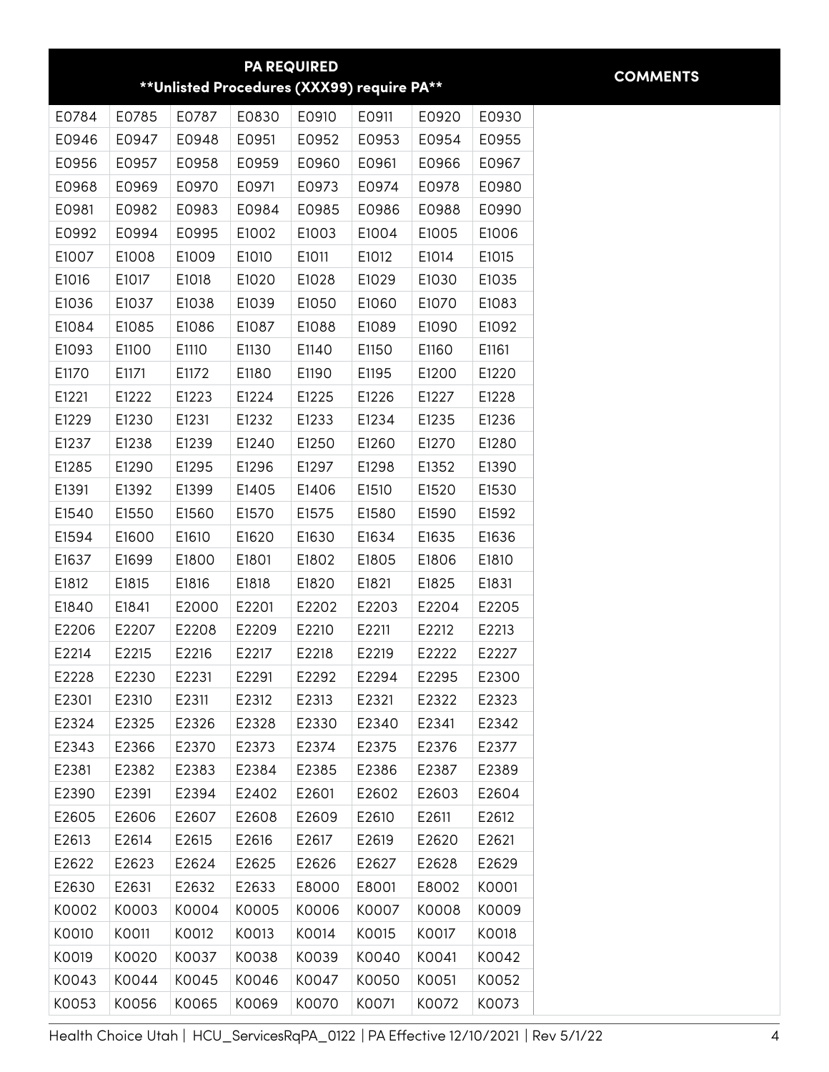| PA REQUIRED<br>**Unlisted Procedures (XXX99) require PA** | | | | | | | | COMMENTS |
|---|---|---|---|---|---|---|---|---|
| E0784 | E0785 | E0787 | E0830 | E0910 | E0911 | E0920 | E0930 | |
| E0946 | E0947 | E0948 | E0951 | E0952 | E0953 | E0954 | E0955 | |
| E0956 | E0957 | E0958 | E0959 | E0960 | E0961 | E0966 | E0967 | |
| E0968 | E0969 | E0970 | E0971 | E0973 | E0974 | E0978 | E0980 | |
| E0981 | E0982 | E0983 | E0984 | E0985 | E0986 | E0988 | E0990 | |
| E0992 | E0994 | E0995 | E1002 | E1003 | E1004 | E1005 | E1006 | |
| E1007 | E1008 | E1009 | E1010 | E1011 | E1012 | E1014 | E1015 | |
| E1016 | E1017 | E1018 | E1020 | E1028 | E1029 | E1030 | E1035 | |
| E1036 | E1037 | E1038 | E1039 | E1050 | E1060 | E1070 | E1083 | |
| E1084 | E1085 | E1086 | E1087 | E1088 | E1089 | E1090 | E1092 | |
| E1093 | E1100 | E1110 | E1130 | E1140 | E1150 | E1160 | E1161 | |
| E1170 | E1171 | E1172 | E1180 | E1190 | E1195 | E1200 | E1220 | |
| E1221 | E1222 | E1223 | E1224 | E1225 | E1226 | E1227 | E1228 | |
| E1229 | E1230 | E1231 | E1232 | E1233 | E1234 | E1235 | E1236 | |
| E1237 | E1238 | E1239 | E1240 | E1250 | E1260 | E1270 | E1280 | |
| E1285 | E1290 | E1295 | E1296 | E1297 | E1298 | E1352 | E1390 | |
| E1391 | E1392 | E1399 | E1405 | E1406 | E1510 | E1520 | E1530 | |
| E1540 | E1550 | E1560 | E1570 | E1575 | E1580 | E1590 | E1592 | |
| E1594 | E1600 | E1610 | E1620 | E1630 | E1634 | E1635 | E1636 | |
| E1637 | E1699 | E1800 | E1801 | E1802 | E1805 | E1806 | E1810 | |
| E1812 | E1815 | E1816 | E1818 | E1820 | E1821 | E1825 | E1831 | |
| E1840 | E1841 | E2000 | E2201 | E2202 | E2203 | E2204 | E2205 | |
| E2206 | E2207 | E2208 | E2209 | E2210 | E2211 | E2212 | E2213 | |
| E2214 | E2215 | E2216 | E2217 | E2218 | E2219 | E2222 | E2227 | |
| E2228 | E2230 | E2231 | E2291 | E2292 | E2294 | E2295 | E2300 | |
| E2301 | E2310 | E2311 | E2312 | E2313 | E2321 | E2322 | E2323 | |
| E2324 | E2325 | E2326 | E2328 | E2330 | E2340 | E2341 | E2342 | |
| E2343 | E2366 | E2370 | E2373 | E2374 | E2375 | E2376 | E2377 | |
| E2381 | E2382 | E2383 | E2384 | E2385 | E2386 | E2387 | E2389 | |
| E2390 | E2391 | E2394 | E2402 | E2601 | E2602 | E2603 | E2604 | |
| E2605 | E2606 | E2607 | E2608 | E2609 | E2610 | E2611 | E2612 | |
| E2613 | E2614 | E2615 | E2616 | E2617 | E2619 | E2620 | E2621 | |
| E2622 | E2623 | E2624 | E2625 | E2626 | E2627 | E2628 | E2629 | |
| E2630 | E2631 | E2632 | E2633 | E8000 | E8001 | E8002 | K0001 | |
| K0002 | K0003 | K0004 | K0005 | K0006 | K0007 | K0008 | K0009 | |
| K0010 | K0011 | K0012 | K0013 | K0014 | K0015 | K0017 | K0018 | |
| K0019 | K0020 | K0037 | K0038 | K0039 | K0040 | K0041 | K0042 | |
| K0043 | K0044 | K0045 | K0046 | K0047 | K0050 | K0051 | K0052 | |
| K0053 | K0056 | K0065 | K0069 | K0070 | K0071 | K0072 | K0073 | |

Health Choice Utah | HCU_ServicesRqPA_0122 | PA Effective 12/10/2021 | Rev 5/1/22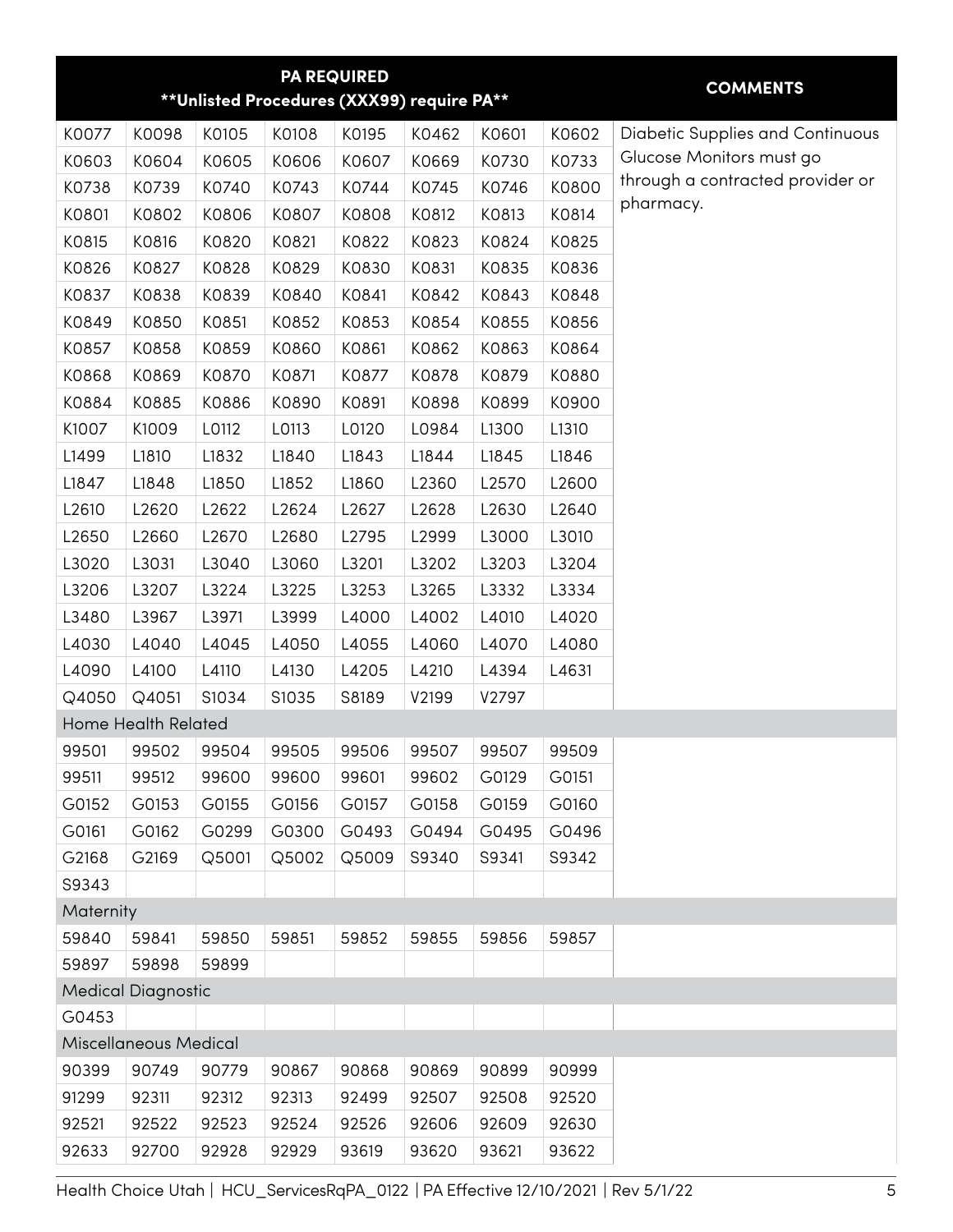| PA REQUIRED **Unlisted Procedures (XXX99) require PA** | | | | | | | | COMMENTS |
|---|---|---|---|---|---|---|---|---|
| K0077 | K0098 | K0105 | K0108 | K0195 | K0462 | K0601 | K0602 | Diabetic Supplies and Continuous Glucose Monitors must go through a contracted provider or pharmacy. |
| K0603 | K0604 | K0605 | K0606 | K0607 | K0669 | K0730 | K0733 | |
| K0738 | K0739 | K0740 | K0743 | K0744 | K0745 | K0746 | K0800 | |
| K0801 | K0802 | K0806 | K0807 | K0808 | K0812 | K0813 | K0814 | |
| K0815 | K0816 | K0820 | K0821 | K0822 | K0823 | K0824 | K0825 | |
| K0826 | K0827 | K0828 | K0829 | K0830 | K0831 | K0835 | K0836 | |
| K0837 | K0838 | K0839 | K0840 | K0841 | K0842 | K0843 | K0848 | |
| K0849 | K0850 | K0851 | K0852 | K0853 | K0854 | K0855 | K0856 | |
| K0857 | K0858 | K0859 | K0860 | K0861 | K0862 | K0863 | K0864 | |
| K0868 | K0869 | K0870 | K0871 | K0877 | K0878 | K0879 | K0880 | |
| K0884 | K0885 | K0886 | K0890 | K0891 | K0898 | K0899 | K0900 | |
| K1007 | K1009 | L0112 | L0113 | L0120 | L0984 | L1300 | L1310 | |
| L1499 | L1810 | L1832 | L1840 | L1843 | L1844 | L1845 | L1846 | |
| L1847 | L1848 | L1850 | L1852 | L1860 | L2360 | L2570 | L2600 | |
| L2610 | L2620 | L2622 | L2624 | L2627 | L2628 | L2630 | L2640 | |
| L2650 | L2660 | L2670 | L2680 | L2795 | L2999 | L3000 | L3010 | |
| L3020 | L3031 | L3040 | L3060 | L3201 | L3202 | L3203 | L3204 | |
| L3206 | L3207 | L3224 | L3225 | L3253 | L3265 | L3332 | L3334 | |
| L3480 | L3967 | L3971 | L3999 | L4000 | L4002 | L4010 | L4020 | |
| L4030 | L4040 | L4045 | L4050 | L4055 | L4060 | L4070 | L4080 | |
| L4090 | L4100 | L4110 | L4130 | L4205 | L4210 | L4394 | L4631 | |
| Q4050 | Q4051 | S1034 | S1035 | S8189 | V2199 | V2797 | | |
| Home Health Related | | | | | | | | |
| 99501 | 99502 | 99504 | 99505 | 99506 | 99507 | 99507 | 99509 | |
| 99511 | 99512 | 99600 | 99600 | 99601 | 99602 | G0129 | G0151 | |
| G0152 | G0153 | G0155 | G0156 | G0157 | G0158 | G0159 | G0160 | |
| G0161 | G0162 | G0299 | G0300 | G0493 | G0494 | G0495 | G0496 | |
| G2168 | G2169 | Q5001 | Q5002 | Q5009 | S9340 | S9341 | S9342 | |
| S9343 | | | | | | | | |
| Maternity | | | | | | | | |
| 59840 | 59841 | 59850 | 59851 | 59852 | 59855 | 59856 | 59857 | |
| 59897 | 59898 | 59899 | | | | | | |
| Medical Diagnostic | | | | | | | | |
| G0453 | | | | | | | | |
| Miscellaneous Medical | | | | | | | | |
| 90399 | 90749 | 90779 | 90867 | 90868 | 90869 | 90899 | 90999 | |
| 91299 | 92311 | 92312 | 92313 | 92499 | 92507 | 92508 | 92520 | |
| 92521 | 92522 | 92523 | 92524 | 92526 | 92606 | 92609 | 92630 | |
| 92633 | 92700 | 92928 | 92929 | 93619 | 93620 | 93621 | 93622 | |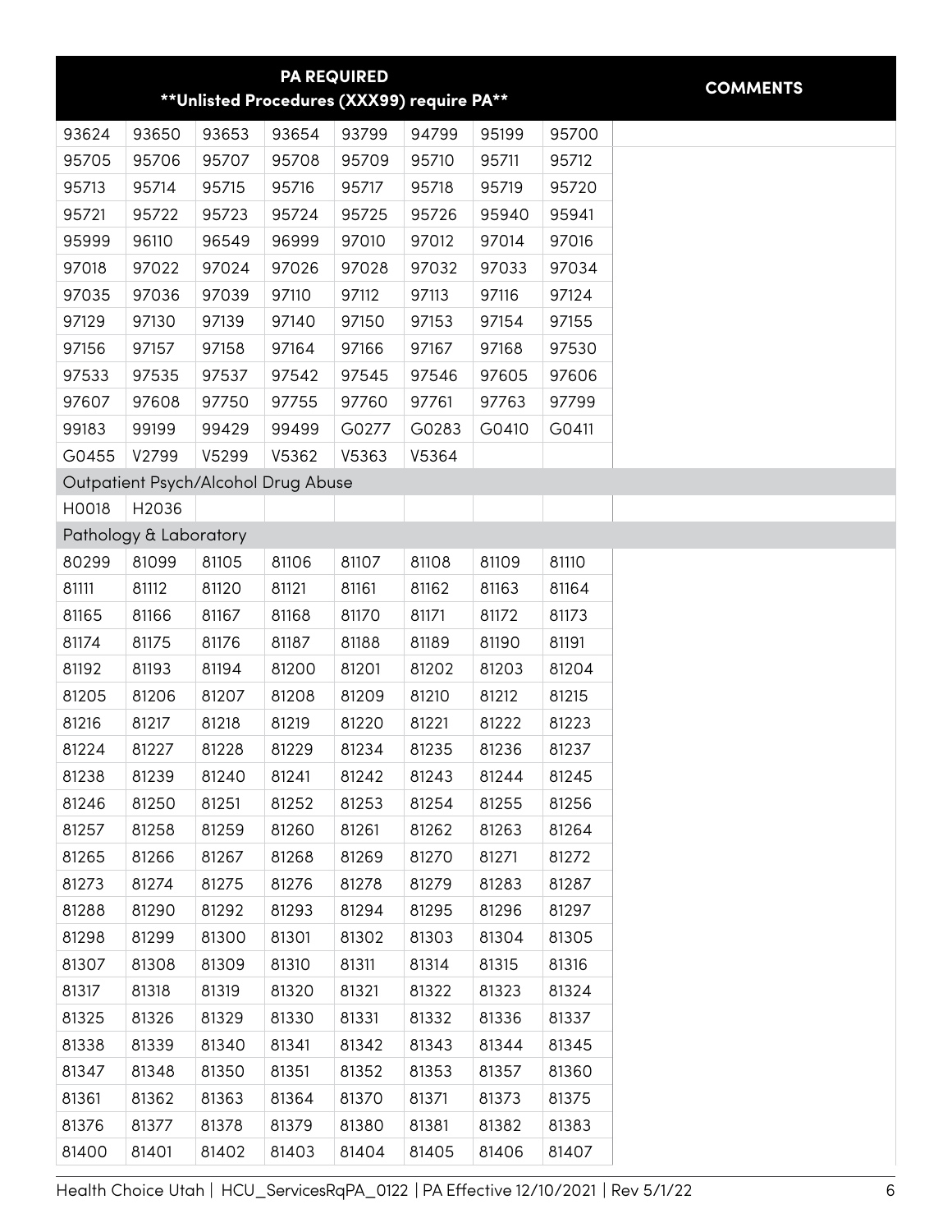| PA REQUIRED **Unlisted Procedures (XXX99) require PA** | | | | | | | | COMMENTS |
|---|---|---|---|---|---|---|---|---|
| 93624 | 93650 | 93653 | 93654 | 93799 | 94799 | 95199 | 95700 | |
| 95705 | 95706 | 95707 | 95708 | 95709 | 95710 | 95711 | 95712 | |
| 95713 | 95714 | 95715 | 95716 | 95717 | 95718 | 95719 | 95720 | |
| 95721 | 95722 | 95723 | 95724 | 95725 | 95726 | 95940 | 95941 | |
| 95999 | 96110 | 96549 | 96999 | 97010 | 97012 | 97014 | 97016 | |
| 97018 | 97022 | 97024 | 97026 | 97028 | 97032 | 97033 | 97034 | |
| 97035 | 97036 | 97039 | 97110 | 97112 | 97113 | 97116 | 97124 | |
| 97129 | 97130 | 97139 | 97140 | 97150 | 97153 | 97154 | 97155 | |
| 97156 | 97157 | 97158 | 97164 | 97166 | 97167 | 97168 | 97530 | |
| 97533 | 97535 | 97537 | 97542 | 97545 | 97546 | 97605 | 97606 | |
| 97607 | 97608 | 97750 | 97755 | 97760 | 97761 | 97763 | 97799 | |
| 99183 | 99199 | 99429 | 99499 | G0277 | G0283 | G0410 | G0411 | |
| G0455 | V2799 | V5299 | V5362 | V5363 | V5364 | | | |
| Outpatient Psych/Alcohol Drug Abuse | | | | | | | | |
| H0018 | H2036 | | | | | | | |
| Pathology & Laboratory | | | | | | | | |
| 80299 | 81099 | 81105 | 81106 | 81107 | 81108 | 81109 | 81110 | |
| 81111 | 81112 | 81120 | 81121 | 81161 | 81162 | 81163 | 81164 | |
| 81165 | 81166 | 81167 | 81168 | 81170 | 81171 | 81172 | 81173 | |
| 81174 | 81175 | 81176 | 81187 | 81188 | 81189 | 81190 | 81191 | |
| 81192 | 81193 | 81194 | 81200 | 81201 | 81202 | 81203 | 81204 | |
| 81205 | 81206 | 81207 | 81208 | 81209 | 81210 | 81212 | 81215 | |
| 81216 | 81217 | 81218 | 81219 | 81220 | 81221 | 81222 | 81223 | |
| 81224 | 81227 | 81228 | 81229 | 81234 | 81235 | 81236 | 81237 | |
| 81238 | 81239 | 81240 | 81241 | 81242 | 81243 | 81244 | 81245 | |
| 81246 | 81250 | 81251 | 81252 | 81253 | 81254 | 81255 | 81256 | |
| 81257 | 81258 | 81259 | 81260 | 81261 | 81262 | 81263 | 81264 | |
| 81265 | 81266 | 81267 | 81268 | 81269 | 81270 | 81271 | 81272 | |
| 81273 | 81274 | 81275 | 81276 | 81278 | 81279 | 81283 | 81287 | |
| 81288 | 81290 | 81292 | 81293 | 81294 | 81295 | 81296 | 81297 | |
| 81298 | 81299 | 81300 | 81301 | 81302 | 81303 | 81304 | 81305 | |
| 81307 | 81308 | 81309 | 81310 | 81311 | 81314 | 81315 | 81316 | |
| 81317 | 81318 | 81319 | 81320 | 81321 | 81322 | 81323 | 81324 | |
| 81325 | 81326 | 81329 | 81330 | 81331 | 81332 | 81336 | 81337 | |
| 81338 | 81339 | 81340 | 81341 | 81342 | 81343 | 81344 | 81345 | |
| 81347 | 81348 | 81350 | 81351 | 81352 | 81353 | 81357 | 81360 | |
| 81361 | 81362 | 81363 | 81364 | 81370 | 81371 | 81373 | 81375 | |
| 81376 | 81377 | 81378 | 81379 | 81380 | 81381 | 81382 | 81383 | |
| 81400 | 81401 | 81402 | 81403 | 81404 | 81405 | 81406 | 81407 | |

Health Choice Utah | HCU_ServicesRqPA_0122 | PA Effective 12/10/2021 | Rev 5/1/22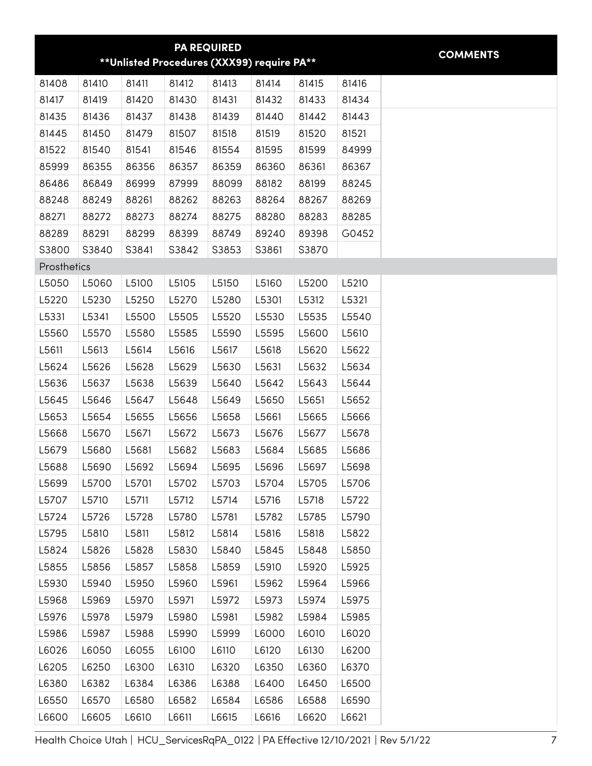| PA REQUIRED **Unlisted Procedures (XXX99) require PA** | | | | | | | | COMMENTS |
|---|---|---|---|---|---|---|---|---|
| 81408 | 81410 | 81411 | 81412 | 81413 | 81414 | 81415 | 81416 | |
| 81417 | 81419 | 81420 | 81430 | 81431 | 81432 | 81433 | 81434 | |
| 81435 | 81436 | 81437 | 81438 | 81439 | 81440 | 81442 | 81443 | |
| 81445 | 81450 | 81479 | 81507 | 81518 | 81519 | 81520 | 81521 | |
| 81522 | 81540 | 81541 | 81546 | 81554 | 81595 | 81599 | 84999 | |
| 85999 | 86355 | 86356 | 86357 | 86359 | 86360 | 86361 | 86367 | |
| 86486 | 86849 | 86999 | 87999 | 88099 | 88182 | 88199 | 88245 | |
| 88248 | 88249 | 88261 | 88262 | 88263 | 88264 | 88267 | 88269 | |
| 88271 | 88272 | 88273 | 88274 | 88275 | 88280 | 88283 | 88285 | |
| 88289 | 88291 | 88299 | 88399 | 88749 | 89240 | 89398 | G0452 | |
| S3800 | S3840 | S3841 | S3842 | S3853 | S3861 | S3870 | | |
| Prosthetics | | | | | | | | |
| L5050 | L5060 | L5100 | L5105 | L5150 | L5160 | L5200 | L5210 | |
| L5220 | L5230 | L5250 | L5270 | L5280 | L5301 | L5312 | L5321 | |
| L5331 | L5341 | L5500 | L5505 | L5520 | L5530 | L5535 | L5540 | |
| L5560 | L5570 | L5580 | L5585 | L5590 | L5595 | L5600 | L5610 | |
| L5611 | L5613 | L5614 | L5616 | L5617 | L5618 | L5620 | L5622 | |
| L5624 | L5626 | L5628 | L5629 | L5630 | L5631 | L5632 | L5634 | |
| L5636 | L5637 | L5638 | L5639 | L5640 | L5642 | L5643 | L5644 | |
| L5645 | L5646 | L5647 | L5648 | L5649 | L5650 | L5651 | L5652 | |
| L5653 | L5654 | L5655 | L5656 | L5658 | L5661 | L5665 | L5666 | |
| L5668 | L5670 | L5671 | L5672 | L5673 | L5676 | L5677 | L5678 | |
| L5679 | L5680 | L5681 | L5682 | L5683 | L5684 | L5685 | L5686 | |
| L5688 | L5690 | L5692 | L5694 | L5695 | L5696 | L5697 | L5698 | |
| L5699 | L5700 | L5701 | L5702 | L5703 | L5704 | L5705 | L5706 | |
| L5707 | L5710 | L5711 | L5712 | L5714 | L5716 | L5718 | L5722 | |
| L5724 | L5726 | L5728 | L5780 | L5781 | L5782 | L5785 | L5790 | |
| L5795 | L5810 | L5811 | L5812 | L5814 | L5816 | L5818 | L5822 | |
| L5824 | L5826 | L5828 | L5830 | L5840 | L5845 | L5848 | L5850 | |
| L5855 | L5856 | L5857 | L5858 | L5859 | L5910 | L5920 | L5925 | |
| L5930 | L5940 | L5950 | L5960 | L5961 | L5962 | L5964 | L5966 | |
| L5968 | L5969 | L5970 | L5971 | L5972 | L5973 | L5974 | L5975 | |
| L5976 | L5978 | L5979 | L5980 | L5981 | L5982 | L5984 | L5985 | |
| L5986 | L5987 | L5988 | L5990 | L5999 | L6000 | L6010 | L6020 | |
| L6026 | L6050 | L6055 | L6100 | L6110 | L6120 | L6130 | L6200 | |
| L6205 | L6250 | L6300 | L6310 | L6320 | L6350 | L6360 | L6370 | |
| L6380 | L6382 | L6384 | L6386 | L6388 | L6400 | L6450 | L6500 | |
| L6550 | L6570 | L6580 | L6582 | L6584 | L6586 | L6588 | L6590 | |
| L6600 | L6605 | L6610 | L6611 | L6615 | L6616 | L6620 | L6621 | |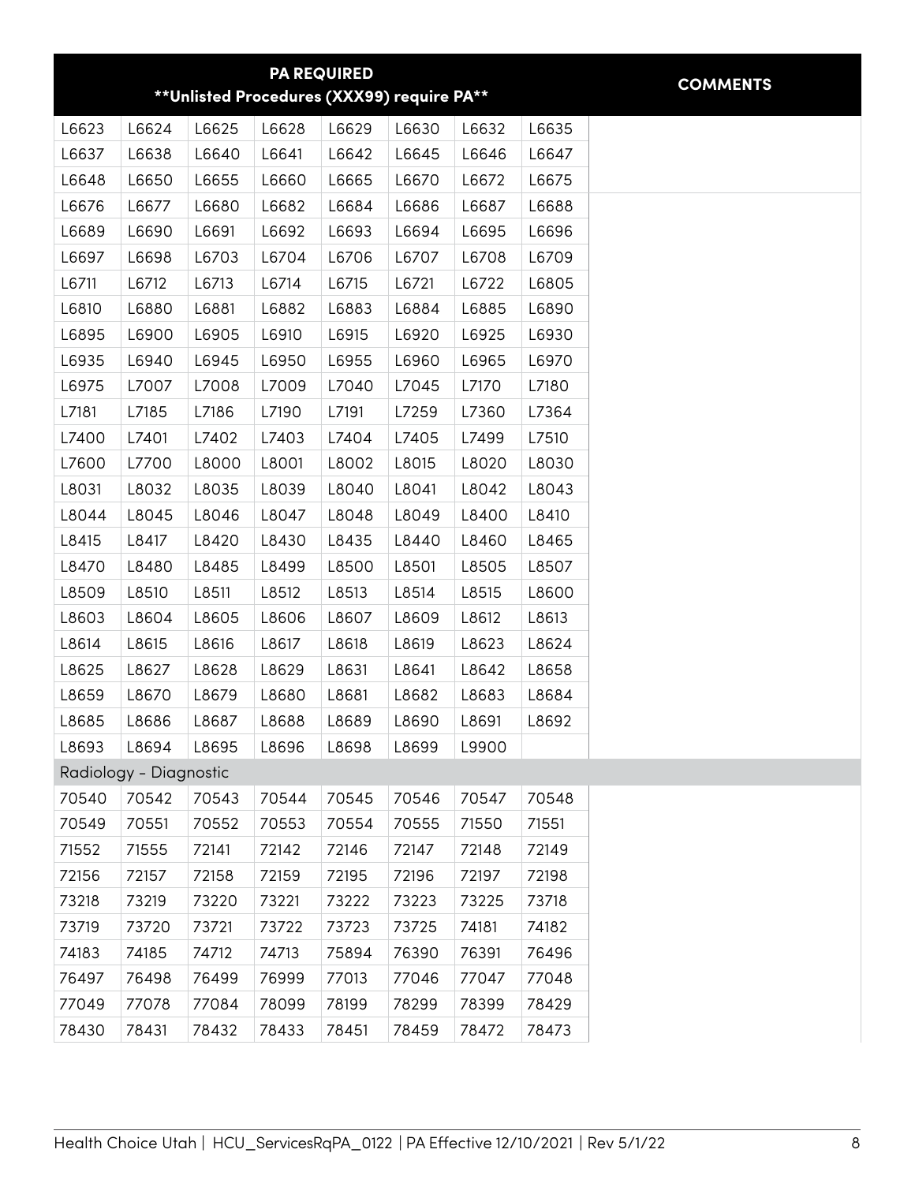| PA REQUIRED **Unlisted Procedures (XXX99) require PA** | | | | | | | | COMMENTS |
|---|---|---|---|---|---|---|---|---|
| L6623 | L6624 | L6625 | L6628 | L6629 | L6630 | L6632 | L6635 | |
| L6637 | L6638 | L6640 | L6641 | L6642 | L6645 | L6646 | L6647 | |
| L6648 | L6650 | L6655 | L6660 | L6665 | L6670 | L6672 | L6675 | |
| L6676 | L6677 | L6680 | L6682 | L6684 | L6686 | L6687 | L6688 | |
| L6689 | L6690 | L6691 | L6692 | L6693 | L6694 | L6695 | L6696 | |
| L6697 | L6698 | L6703 | L6704 | L6706 | L6707 | L6708 | L6709 | |
| L6711 | L6712 | L6713 | L6714 | L6715 | L6721 | L6722 | L6805 | |
| L6810 | L6880 | L6881 | L6882 | L6883 | L6884 | L6885 | L6890 | |
| L6895 | L6900 | L6905 | L6910 | L6915 | L6920 | L6925 | L6930 | |
| L6935 | L6940 | L6945 | L6950 | L6955 | L6960 | L6965 | L6970 | |
| L6975 | L7007 | L7008 | L7009 | L7040 | L7045 | L7170 | L7180 | |
| L7181 | L7185 | L7186 | L7190 | L7191 | L7259 | L7360 | L7364 | |
| L7400 | L7401 | L7402 | L7403 | L7404 | L7405 | L7499 | L7510 | |
| L7600 | L7700 | L8000 | L8001 | L8002 | L8015 | L8020 | L8030 | |
| L8031 | L8032 | L8035 | L8039 | L8040 | L8041 | L8042 | L8043 | |
| L8044 | L8045 | L8046 | L8047 | L8048 | L8049 | L8400 | L8410 | |
| L8415 | L8417 | L8420 | L8430 | L8435 | L8440 | L8460 | L8465 | |
| L8470 | L8480 | L8485 | L8499 | L8500 | L8501 | L8505 | L8507 | |
| L8509 | L8510 | L8511 | L8512 | L8513 | L8514 | L8515 | L8600 | |
| L8603 | L8604 | L8605 | L8606 | L8607 | L8609 | L8612 | L8613 | |
| L8614 | L8615 | L8616 | L8617 | L8618 | L8619 | L8623 | L8624 | |
| L8625 | L8627 | L8628 | L8629 | L8631 | L8641 | L8642 | L8658 | |
| L8659 | L8670 | L8679 | L8680 | L8681 | L8682 | L8683 | L8684 | |
| L8685 | L8686 | L8687 | L8688 | L8689 | L8690 | L8691 | L8692 | |
| L8693 | L8694 | L8695 | L8696 | L8698 | L8699 | L9900 | | |
| Radiology - Diagnostic | | | | | | | | |
| 70540 | 70542 | 70543 | 70544 | 70545 | 70546 | 70547 | 70548 | |
| 70549 | 70551 | 70552 | 70553 | 70554 | 70555 | 71550 | 71551 | |
| 71552 | 71555 | 72141 | 72142 | 72146 | 72147 | 72148 | 72149 | |
| 72156 | 72157 | 72158 | 72159 | 72195 | 72196 | 72197 | 72198 | |
| 73218 | 73219 | 73220 | 73221 | 73222 | 73223 | 73225 | 73718 | |
| 73719 | 73720 | 73721 | 73722 | 73723 | 73725 | 74181 | 74182 | |
| 74183 | 74185 | 74712 | 74713 | 75894 | 76390 | 76391 | 76496 | |
| 76497 | 76498 | 76499 | 76999 | 77013 | 77046 | 77047 | 77048 | |
| 77049 | 77078 | 77084 | 78099 | 78199 | 78299 | 78399 | 78429 | |
| 78430 | 78431 | 78432 | 78433 | 78451 | 78459 | 78472 | 78473 | |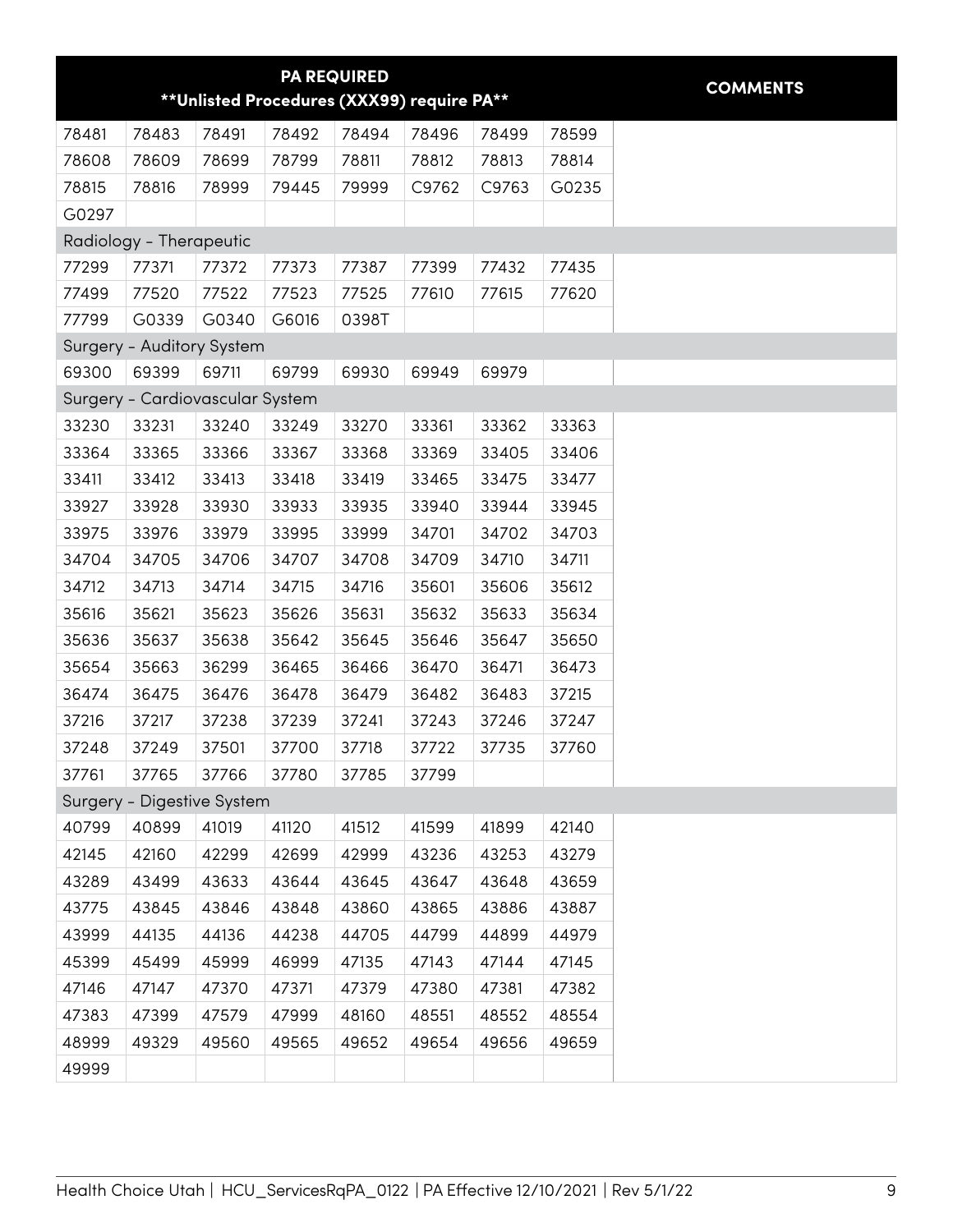| PA REQUIRED **Unlisted Procedures (XXX99) require PA** | | | | | | | | COMMENTS |
|---|---|---|---|---|---|---|---|---|
| 78481 | 78483 | 78491 | 78492 | 78494 | 78496 | 78499 | 78599 | |
| 78608 | 78609 | 78699 | 78799 | 78811 | 78812 | 78813 | 78814 | |
| 78815 | 78816 | 78999 | 79445 | 79999 | C9762 | C9763 | G0235 | |
| G0297 | | | | | | | | |
| Radiology - Therapeutic | | | | | | | | |
| 77299 | 77371 | 77372 | 77373 | 77387 | 77399 | 77432 | 77435 | |
| 77499 | 77520 | 77522 | 77523 | 77525 | 77610 | 77615 | 77620 | |
| 77799 | G0339 | G0340 | G6016 | 0398T | | | | |
| Surgery - Auditory System | | | | | | | | |
| 69300 | 69399 | 69711 | 69799 | 69930 | 69949 | 69979 | | |
| Surgery - Cardiovascular System | | | | | | | | |
| 33230 | 33231 | 33240 | 33249 | 33270 | 33361 | 33362 | 33363 | |
| 33364 | 33365 | 33366 | 33367 | 33368 | 33369 | 33405 | 33406 | |
| 33411 | 33412 | 33413 | 33418 | 33419 | 33465 | 33475 | 33477 | |
| 33927 | 33928 | 33930 | 33933 | 33935 | 33940 | 33944 | 33945 | |
| 33975 | 33976 | 33979 | 33995 | 33999 | 34701 | 34702 | 34703 | |
| 34704 | 34705 | 34706 | 34707 | 34708 | 34709 | 34710 | 34711 | |
| 34712 | 34713 | 34714 | 34715 | 34716 | 35601 | 35606 | 35612 | |
| 35616 | 35621 | 35623 | 35626 | 35631 | 35632 | 35633 | 35634 | |
| 35636 | 35637 | 35638 | 35642 | 35645 | 35646 | 35647 | 35650 | |
| 35654 | 35663 | 36299 | 36465 | 36466 | 36470 | 36471 | 36473 | |
| 36474 | 36475 | 36476 | 36478 | 36479 | 36482 | 36483 | 37215 | |
| 37216 | 37217 | 37238 | 37239 | 37241 | 37243 | 37246 | 37247 | |
| 37248 | 37249 | 37501 | 37700 | 37718 | 37722 | 37735 | 37760 | |
| 37761 | 37765 | 37766 | 37780 | 37785 | 37799 | | | |
| Surgery - Digestive System | | | | | | | | |
| 40799 | 40899 | 41019 | 41120 | 41512 | 41599 | 41899 | 42140 | |
| 42145 | 42160 | 42299 | 42699 | 42999 | 43236 | 43253 | 43279 | |
| 43289 | 43499 | 43633 | 43644 | 43645 | 43647 | 43648 | 43659 | |
| 43775 | 43845 | 43846 | 43848 | 43860 | 43865 | 43886 | 43887 | |
| 43999 | 44135 | 44136 | 44238 | 44705 | 44799 | 44899 | 44979 | |
| 45399 | 45499 | 45999 | 46999 | 47135 | 47143 | 47144 | 47145 | |
| 47146 | 47147 | 47370 | 47371 | 47379 | 47380 | 47381 | 47382 | |
| 47383 | 47399 | 47579 | 47999 | 48160 | 48551 | 48552 | 48554 | |
| 48999 | 49329 | 49560 | 49565 | 49652 | 49654 | 49656 | 49659 | |
| 49999 | | | | | | | | |

Health Choice Utah | HCU_ServicesRqPA_0122 | PA Effective 12/10/2021 | Rev 5/1/22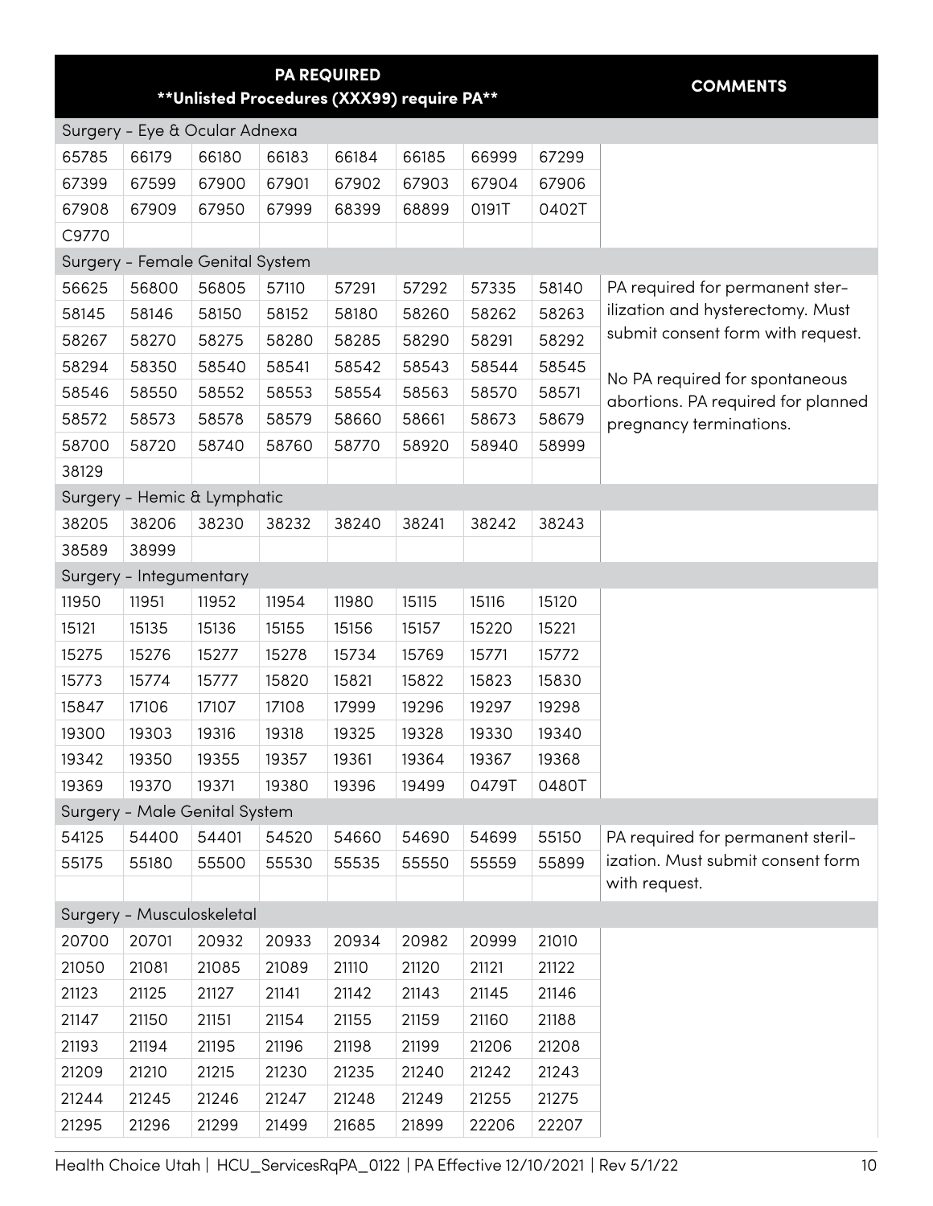| **PA REQUIRED** **Unlisted Procedures (XXX99) require PA** | | | | | | | | **COMMENTS** |
|---|---|---|---|---|---|---|---|---|
| Surgery - Eye & Ocular Adnexa | | | | | | | | |
| 65785 | 66179 | 66180 | 66183 | 66184 | 66185 | 66999 | 67299 | |
| 67399 | 67599 | 67900 | 67901 | 67902 | 67903 | 67904 | 67906 | |
| 67908 | 67909 | 67950 | 67999 | 68399 | 68899 | 0191T | 0402T | |
| C9770 | | | | | | | | |
| Surgery - Female Genital System | | | | | | | | |
| 56625 | 56800 | 56805 | 57110 | 57291 | 57292 | 57335 | 58140 | PA required for permanent sterilization and hysterectomy. Must submit consent form with request. No PA required for spontaneous abortions. PA required for planned pregnancy terminations. |
| 58145 | 58146 | 58150 | 58152 | 58180 | 58260 | 58262 | 58263 | |
| 58267 | 58270 | 58275 | 58280 | 58285 | 58290 | 58291 | 58292 | |
| 58294 | 58350 | 58540 | 58541 | 58542 | 58543 | 58544 | 58545 | |
| 58546 | 58550 | 58552 | 58553 | 58554 | 58563 | 58570 | 58571 | |
| 58572 | 58573 | 58578 | 58579 | 58660 | 58661 | 58673 | 58679 | |
| 58700 | 58720 | 58740 | 58760 | 58770 | 58920 | 58940 | 58999 | |
| 38129 | | | | | | | | |
| Surgery - Hemic & Lymphatic | | | | | | | | |
| 38205 | 38206 | 38230 | 38232 | 38240 | 38241 | 38242 | 38243 | |
| 38589 | 38999 | | | | | | | |
| Surgery - Integumentary | | | | | | | | |
| 11950 | 11951 | 11952 | 11954 | 11980 | 15115 | 15116 | 15120 | |
| 15121 | 15135 | 15136 | 15155 | 15156 | 15157 | 15220 | 15221 | |
| 15275 | 15276 | 15277 | 15278 | 15734 | 15769 | 15771 | 15772 | |
| 15773 | 15774 | 15777 | 15820 | 15821 | 15822 | 15823 | 15830 | |
| 15847 | 17106 | 17107 | 17108 | 17999 | 19296 | 19297 | 19298 | |
| 19300 | 19303 | 19316 | 19318 | 19325 | 19328 | 19330 | 19340 | |
| 19342 | 19350 | 19355 | 19357 | 19361 | 19364 | 19367 | 19368 | |
| 19369 | 19370 | 19371 | 19380 | 19396 | 19499 | 0479T | 0480T | |
| Surgery - Male Genital System | | | | | | | | |
| 54125 | 54400 | 54401 | 54520 | 54660 | 54690 | 54699 | 55150 | PA required for permanent sterilization. Must submit consent form with request. |
| 55175 | 55180 | 55500 | 55530 | 55535 | 55550 | 55559 | 55899 | |
| | | | | | | | | |
| Surgery - Musculoskeletal | | | | | | | | |
| 20700 | 20701 | 20932 | 20933 | 20934 | 20982 | 20999 | 21010 | |
| 21050 | 21081 | 21085 | 21089 | 21110 | 21120 | 21121 | 21122 | |
| 21123 | 21125 | 21127 | 21141 | 21142 | 21143 | 21145 | 21146 | |
| 21147 | 21150 | 21151 | 21154 | 21155 | 21159 | 21160 | 21188 | |
| 21193 | 21194 | 21195 | 21196 | 21198 | 21199 | 21206 | 21208 | |
| 21209 | 21210 | 21215 | 21230 | 21235 | 21240 | 21242 | 21243 | |
| 21244 | 21245 | 21246 | 21247 | 21248 | 21249 | 21255 | 21275 | |
| 21295 | 21296 | 21299 | 21499 | 21685 | 21899 | 22206 | 22207 | |

Health Choice Utah | HCU_ServicesRqPA_0122 | PA Effective 12/10/2021 | Rev 5/1/22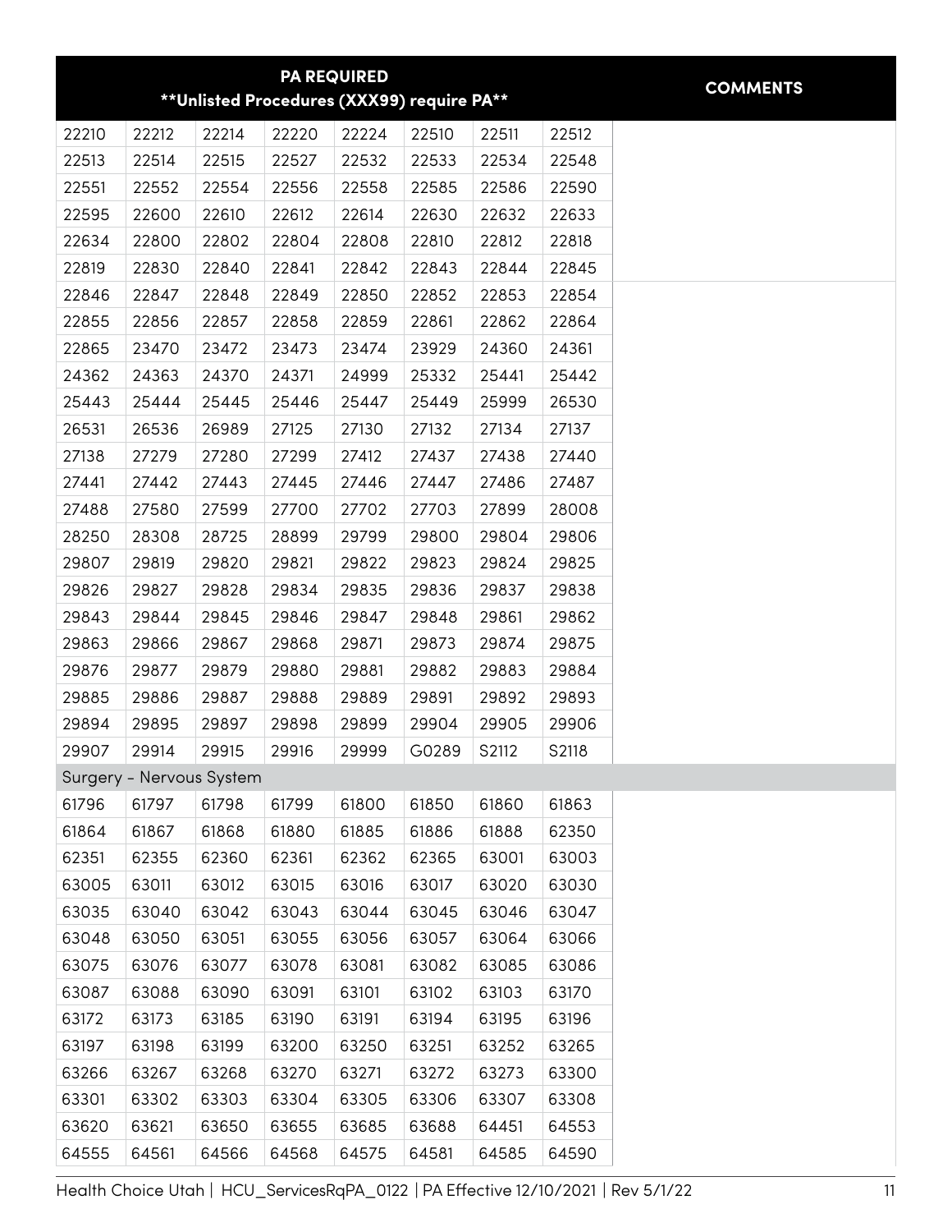| PA REQUIRED<br>**Unlisted Procedures (XXX99) require PA** | | | | | | | | COMMENTS |
|---|---|---|---|---|---|---|---|---|
| 22210 | 22212 | 22214 | 22220 | 22224 | 22510 | 22511 | 22512 | |
| 22513 | 22514 | 22515 | 22527 | 22532 | 22533 | 22534 | 22548 | |
| 22551 | 22552 | 22554 | 22556 | 22558 | 22585 | 22586 | 22590 | |
| 22595 | 22600 | 22610 | 22612 | 22614 | 22630 | 22632 | 22633 | |
| 22634 | 22800 | 22802 | 22804 | 22808 | 22810 | 22812 | 22818 | |
| 22819 | 22830 | 22840 | 22841 | 22842 | 22843 | 22844 | 22845 | |
| 22846 | 22847 | 22848 | 22849 | 22850 | 22852 | 22853 | 22854 | |
| 22855 | 22856 | 22857 | 22858 | 22859 | 22861 | 22862 | 22864 | |
| 22865 | 23470 | 23472 | 23473 | 23474 | 23929 | 24360 | 24361 | |
| 24362 | 24363 | 24370 | 24371 | 24999 | 25332 | 25441 | 25442 | |
| 25443 | 25444 | 25445 | 25446 | 25447 | 25449 | 25999 | 26530 | |
| 26531 | 26536 | 26989 | 27125 | 27130 | 27132 | 27134 | 27137 | |
| 27138 | 27279 | 27280 | 27299 | 27412 | 27437 | 27438 | 27440 | |
| 27441 | 27442 | 27443 | 27445 | 27446 | 27447 | 27486 | 27487 | |
| 27488 | 27580 | 27599 | 27700 | 27702 | 27703 | 27899 | 28008 | |
| 28250 | 28308 | 28725 | 28899 | 29799 | 29800 | 29804 | 29806 | |
| 29807 | 29819 | 29820 | 29821 | 29822 | 29823 | 29824 | 29825 | |
| 29826 | 29827 | 29828 | 29834 | 29835 | 29836 | 29837 | 29838 | |
| 29843 | 29844 | 29845 | 29846 | 29847 | 29848 | 29861 | 29862 | |
| 29863 | 29866 | 29867 | 29868 | 29871 | 29873 | 29874 | 29875 | |
| 29876 | 29877 | 29879 | 29880 | 29881 | 29882 | 29883 | 29884 | |
| 29885 | 29886 | 29887 | 29888 | 29889 | 29891 | 29892 | 29893 | |
| 29894 | 29895 | 29897 | 29898 | 29899 | 29904 | 29905 | 29906 | |
| 29907 | 29914 | 29915 | 29916 | 29999 | G0289 | S2112 | S2118 | |
| Surgery - Nervous System | | | | | | | | |
| 61796 | 61797 | 61798 | 61799 | 61800 | 61850 | 61860 | 61863 | |
| 61864 | 61867 | 61868 | 61880 | 61885 | 61886 | 61888 | 62350 | |
| 62351 | 62355 | 62360 | 62361 | 62362 | 62365 | 63001 | 63003 | |
| 63005 | 63011 | 63012 | 63015 | 63016 | 63017 | 63020 | 63030 | |
| 63035 | 63040 | 63042 | 63043 | 63044 | 63045 | 63046 | 63047 | |
| 63048 | 63050 | 63051 | 63055 | 63056 | 63057 | 63064 | 63066 | |
| 63075 | 63076 | 63077 | 63078 | 63081 | 63082 | 63085 | 63086 | |
| 63087 | 63088 | 63090 | 63091 | 63101 | 63102 | 63103 | 63170 | |
| 63172 | 63173 | 63185 | 63190 | 63191 | 63194 | 63195 | 63196 | |
| 63197 | 63198 | 63199 | 63200 | 63250 | 63251 | 63252 | 63265 | |
| 63266 | 63267 | 63268 | 63270 | 63271 | 63272 | 63273 | 63300 | |
| 63301 | 63302 | 63303 | 63304 | 63305 | 63306 | 63307 | 63308 | |
| 63620 | 63621 | 63650 | 63655 | 63685 | 63688 | 64451 | 64553 | |
| 64555 | 64561 | 64566 | 64568 | 64575 | 64581 | 64585 | 64590 | |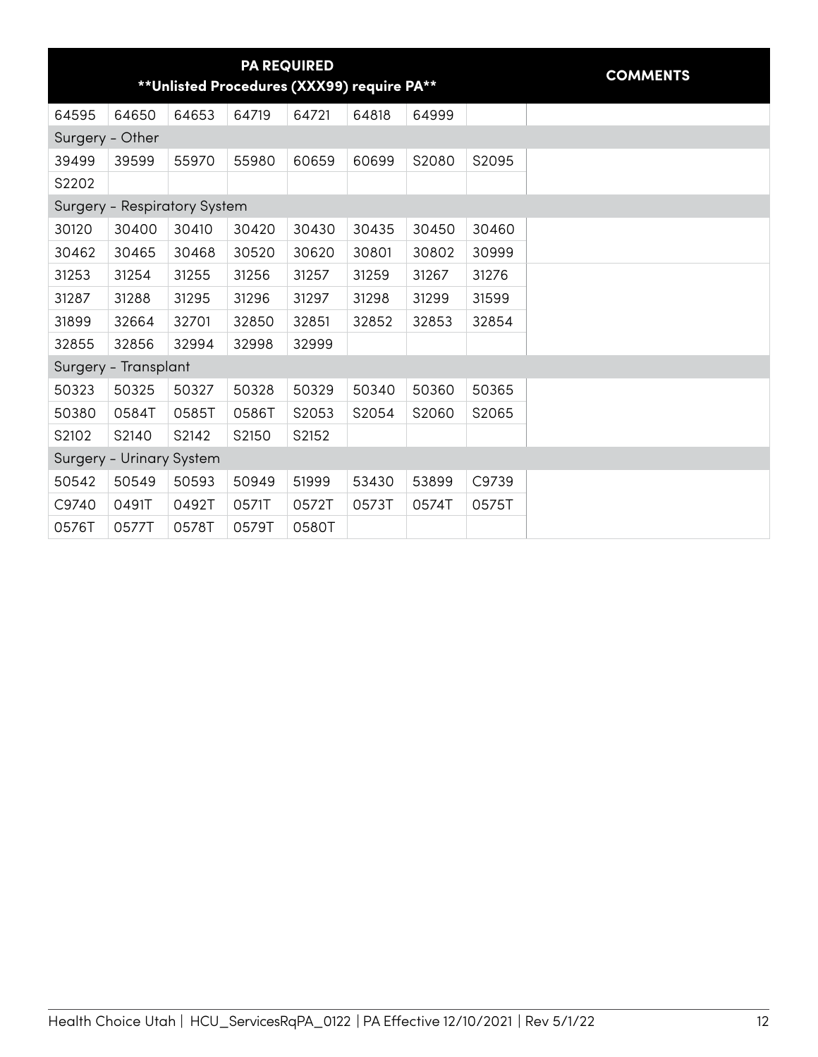| PA REQUIRED **Unlisted Procedures (XXX99) require PA** | | | | | | | | COMMENTS |
|---|---|---|---|---|---|---|---|---|
| 64595 | 64650 | 64653 | 64719 | 64721 | 64818 | 64999 | | |
| Surgery - Other | | | | | | | | |
| 39499 | 39599 | 55970 | 55980 | 60659 | 60699 | S2080 | S2095 | |
| S2202 | | | | | | | | |
| Surgery - Respiratory System | | | | | | | | |
| 30120 | 30400 | 30410 | 30420 | 30430 | 30435 | 30450 | 30460 | |
| 30462 | 30465 | 30468 | 30520 | 30620 | 30801 | 30802 | 30999 | |
| 31253 | 31254 | 31255 | 31256 | 31257 | 31259 | 31267 | 31276 | |
| 31287 | 31288 | 31295 | 31296 | 31297 | 31298 | 31299 | 31599 | |
| 31899 | 32664 | 32701 | 32850 | 32851 | 32852 | 32853 | 32854 | |
| 32855 | 32856 | 32994 | 32998 | 32999 | | | | |
| Surgery - Transplant | | | | | | | | |
| 50323 | 50325 | 50327 | 50328 | 50329 | 50340 | 50360 | 50365 | |
| 50380 | 0584T | 0585T | 0586T | S2053 | S2054 | S2060 | S2065 | |
| S2102 | S2140 | S2142 | S2150 | S2152 | | | | |
| Surgery - Urinary System | | | | | | | | |
| 50542 | 50549 | 50593 | 50949 | 51999 | 53430 | 53899 | C9739 | |
| C9740 | 0491T | 0492T | 0571T | 0572T | 0573T | 0574T | 0575T | |
| 0576T | 0577T | 0578T | 0579T | 0580T | | | | |

Health Choice Utah | HCU_ServicesRqPA_0122 | PA Effective 12/10/2021 | Rev 5/1/22